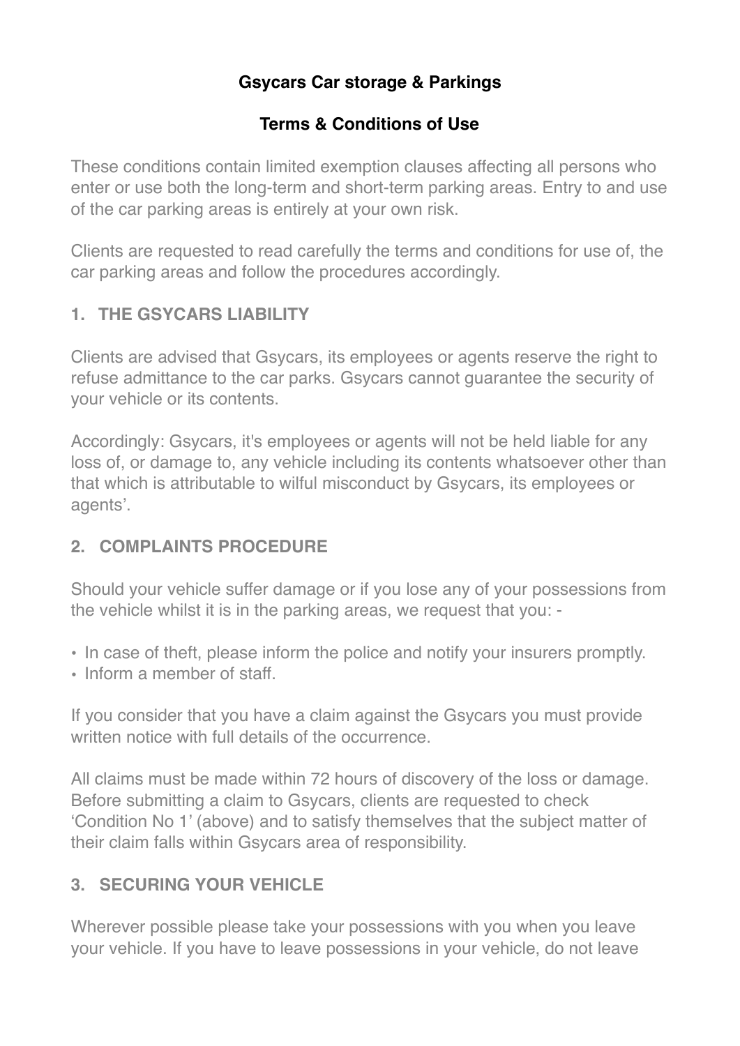**Gsycars Car storage & Parkings**

**Terms & Conditions of Use**

These conditions contain limited exemption clauses affecting all persons who enter or use both the long-term and short-term parking areas. Entry to and use of the car parking areas is entirely at your own risk.

Clients are requested to read carefully the terms and conditions for use of, the car parking areas and follow the procedures accordingly.

## 1. THE GSYCARS LIABILITY

Clients are advised that Gsycars, its employees or agents reserve the right to refuse admittance to the car parks. Gsycars cannot guarantee the security of your vehicle or its contents.

Accordingly: Gsycars, it's employees or agents will not be held liable for any loss of, or damage to, any vehicle including its contents whatsoever other than that which is attributable to wilful misconduct by Gsycars, its employees or agents'.

## 2. COMPLAINTS PROCEDURE

Should your vehicle suffer damage or if you lose any of your possessions from the vehicle whilst it is in the parking areas, we request that you: -

- In case of theft, please inform the police and notify your insurers promptly.
- Inform a member of staff.

If you consider that you have a claim against the Gsycars you must provide written notice with full details of the occurrence.

All claims must be made within 72 hours of discovery of the loss or damage. Before submitting a claim to Gsycars, clients are requested to check 'Condition No 1' (above) and to satisfy themselves that the subject matter of their claim falls within Gsycars area of responsibility.

## 3. SECURING YOUR VEHICLE

Wherever possible please take your possessions with you when you leave your vehicle. If you have to leave possessions in your vehicle, do not leave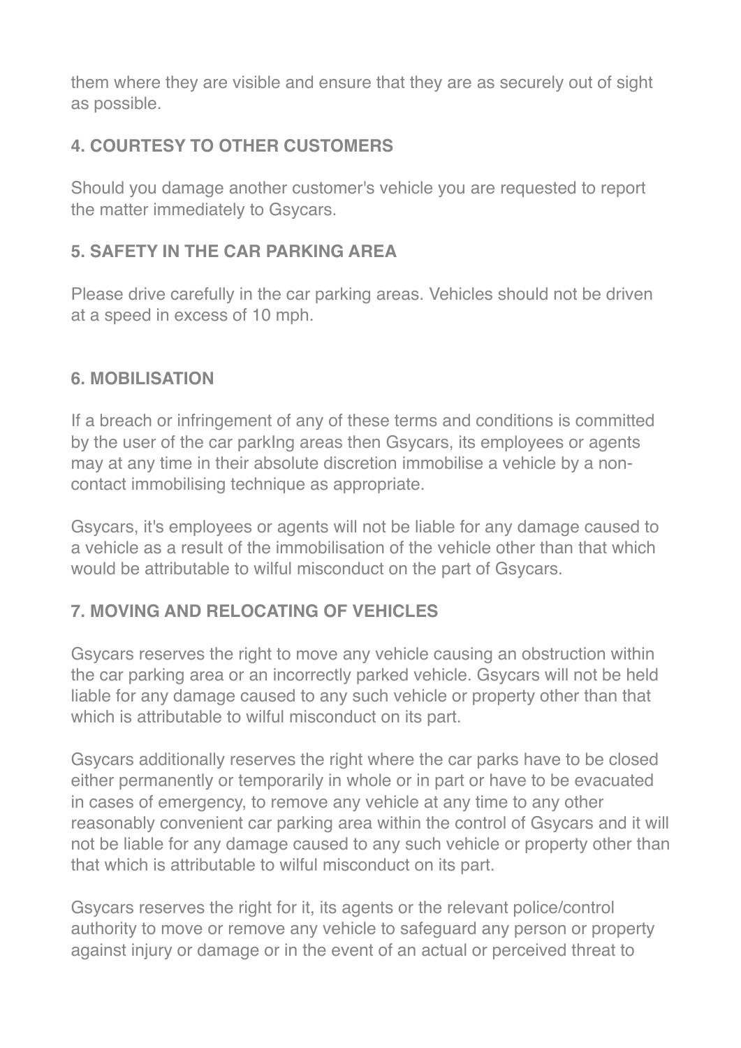them where they are visible and ensure that they are as securely out of sight as possible.

### 4. COURTESY TO OTHER CUSTOMERS

Should you damage another customer's vehicle you are requested to report the matter immediately to Gsycars.

### 5. SAFETY IN THE CAR PARKING AREA

Please drive carefully in the car parking areas. Vehicles should not be driven at a speed in excess of 10 mph.

### 6. MOBILISATION

If a breach or infringement of any of these terms and conditions is committed by the user of the car parkIng areas then Gsycars, its employees or agents may at any time in their absolute discretion immobilise a vehicle by a non-contact immobilising technique as appropriate.

Gsycars, it's employees or agents will not be liable for any damage caused to a vehicle as a result of the immobilisation of the vehicle other than that which would be attributable to wilful misconduct on the part of Gsycars.

### 7. MOVING AND RELOCATING OF VEHICLES

Gsycars reserves the right to move any vehicle causing an obstruction within the car parking area or an incorrectly parked vehicle. Gsycars will not be held liable for any damage caused to any such vehicle or property other than that which is attributable to wilful misconduct on its part.

Gsycars additionally reserves the right where the car parks have to be closed either permanently or temporarily in whole or in part or have to be evacuated in cases of emergency, to remove any vehicle at any time to any other reasonably convenient car parking area within the control of Gsycars and it will not be liable for any damage caused to any such vehicle or property other than that which is attributable to wilful misconduct on its part.

Gsycars reserves the right for it, its agents or the relevant police/control authority to move or remove any vehicle to safeguard any person or property against injury or damage or in the event of an actual or perceived threat to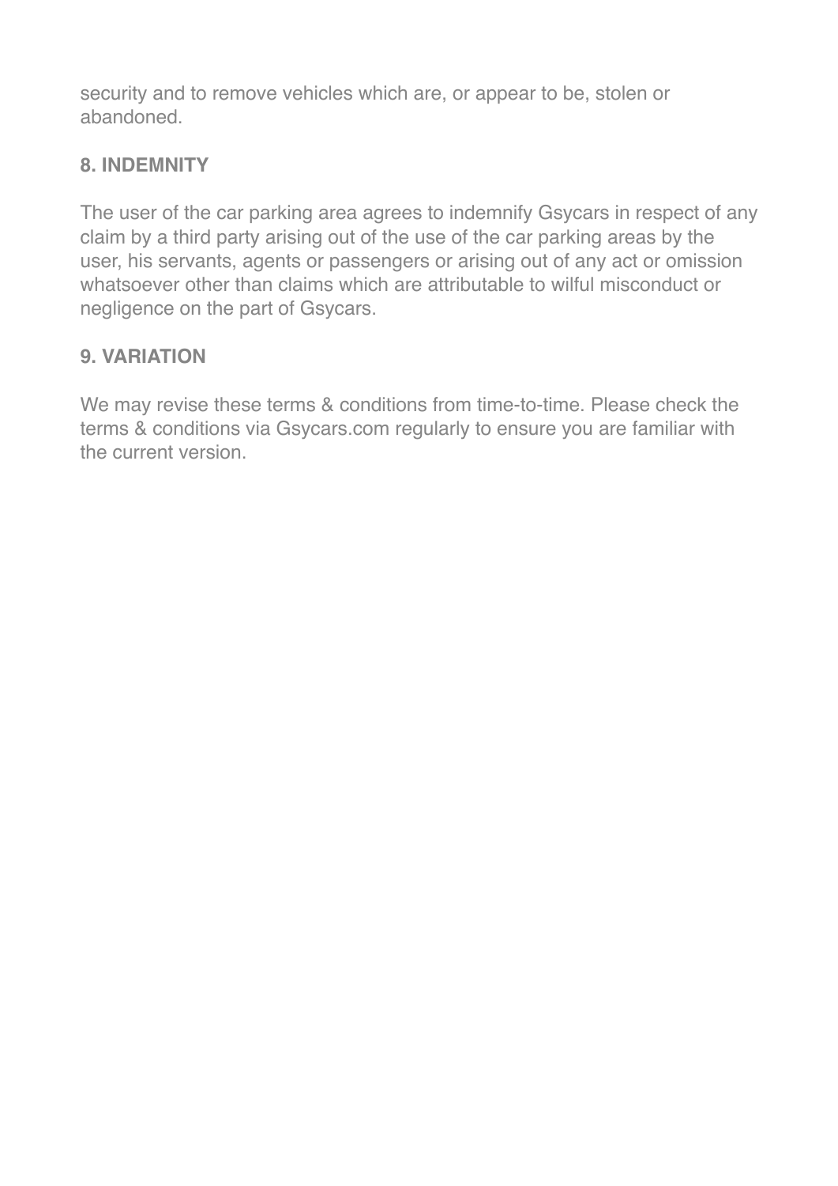security and to remove vehicles which are, or appear to be, stolen or abandoned.

### 8. INDEMNITY

The user of the car parking area agrees to indemnify Gsycars in respect of any claim by a third party arising out of the use of the car parking areas by the user, his servants, agents or passengers or arising out of any act or omission whatsoever other than claims which are attributable to wilful misconduct or negligence on the part of Gsycars.

### 9. VARIATION

We may revise these terms & conditions from time-to-time. Please check the terms & conditions via Gsycars.com regularly to ensure you are familiar with the current version.